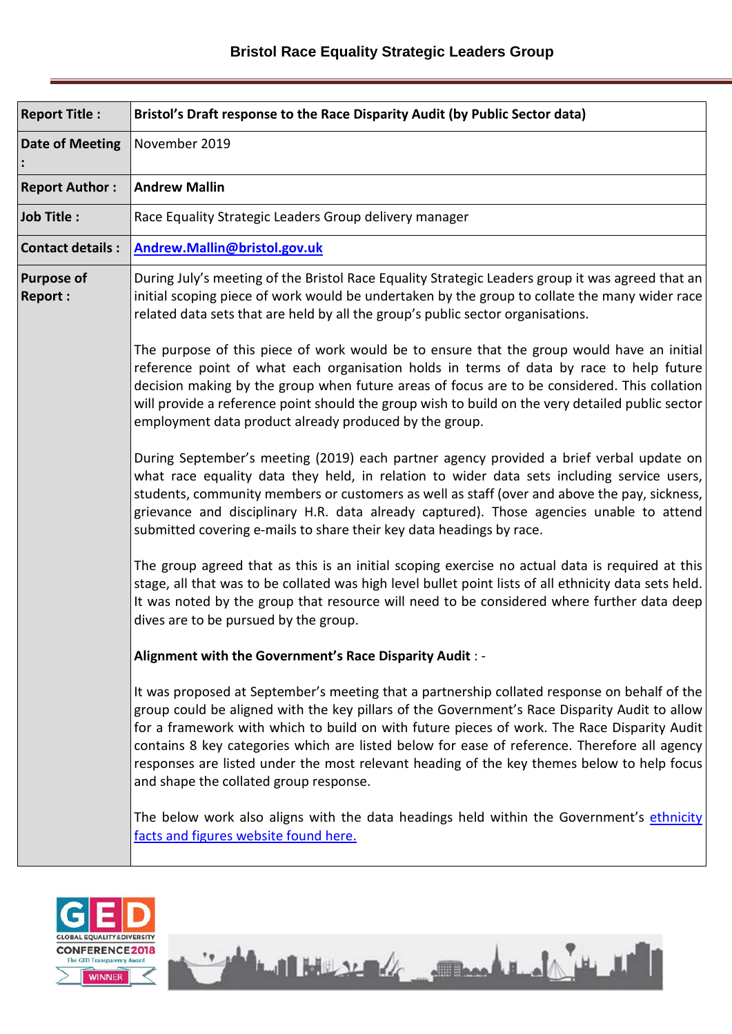# Bristol Race Equality Strategic Leaders Group

| | |
|---|---|
| **Report Title :** | **Bristol's Draft response to the Race Disparity Audit (by Public Sector data)** |
| **Date of Meeting :** | November 2019 |
| **Report Author :** | **Andrew Mallin** |
| **Job Title :** | Race Equality Strategic Leaders Group delivery manager |
| **Contact details :** | **[Andrew.Mallin@bristol.gov.uk](mailto:Andrew.Mallin@bristol.gov.uk)** |
| **Purpose of Report :** | During July's meeting of the Bristol Race Equality Strategic Leaders group it was agreed that an initial scoping piece of work would be undertaken by the group to collate the many wider race related data sets that are held by all the group's public sector organisations.<br><br>The purpose of this piece of work would be to ensure that the group would have an initial reference point of what each organisation holds in terms of data by race to help future decision making by the group when future areas of focus are to be considered. This collation will provide a reference point should the group wish to build on the very detailed public sector employment data product already produced by the group.<br><br>During September's meeting (2019) each partner agency provided a brief verbal update on what race equality data they held, in relation to wider data sets including service users, students, community members or customers as well as staff (over and above the pay, sickness, grievance and disciplinary H.R. data already captured). Those agencies unable to attend submitted covering e-mails to share their key data headings by race.<br><br>The group agreed that as this is an initial scoping exercise no actual data is required at this stage, all that was to be collated was high level bullet point lists of all ethnicity data sets held. It was noted by the group that resource will need to be considered where further data deep dives are to be pursued by the group.<br><br>**Alignment with the Government's Race Disparity Audit** : -<br><br>It was proposed at September's meeting that a partnership collated response on behalf of the group could be aligned with the key pillars of the Government's Race Disparity Audit to allow for a framework with which to build on with future pieces of work. The Race Disparity Audit contains 8 key categories which are listed below for ease of reference. Therefore all agency responses are listed under the most relevant heading of the key themes below to help focus and shape the collated group response.<br><br>The below work also aligns with the data headings held within the Government's ethnicity facts and figures website found here. |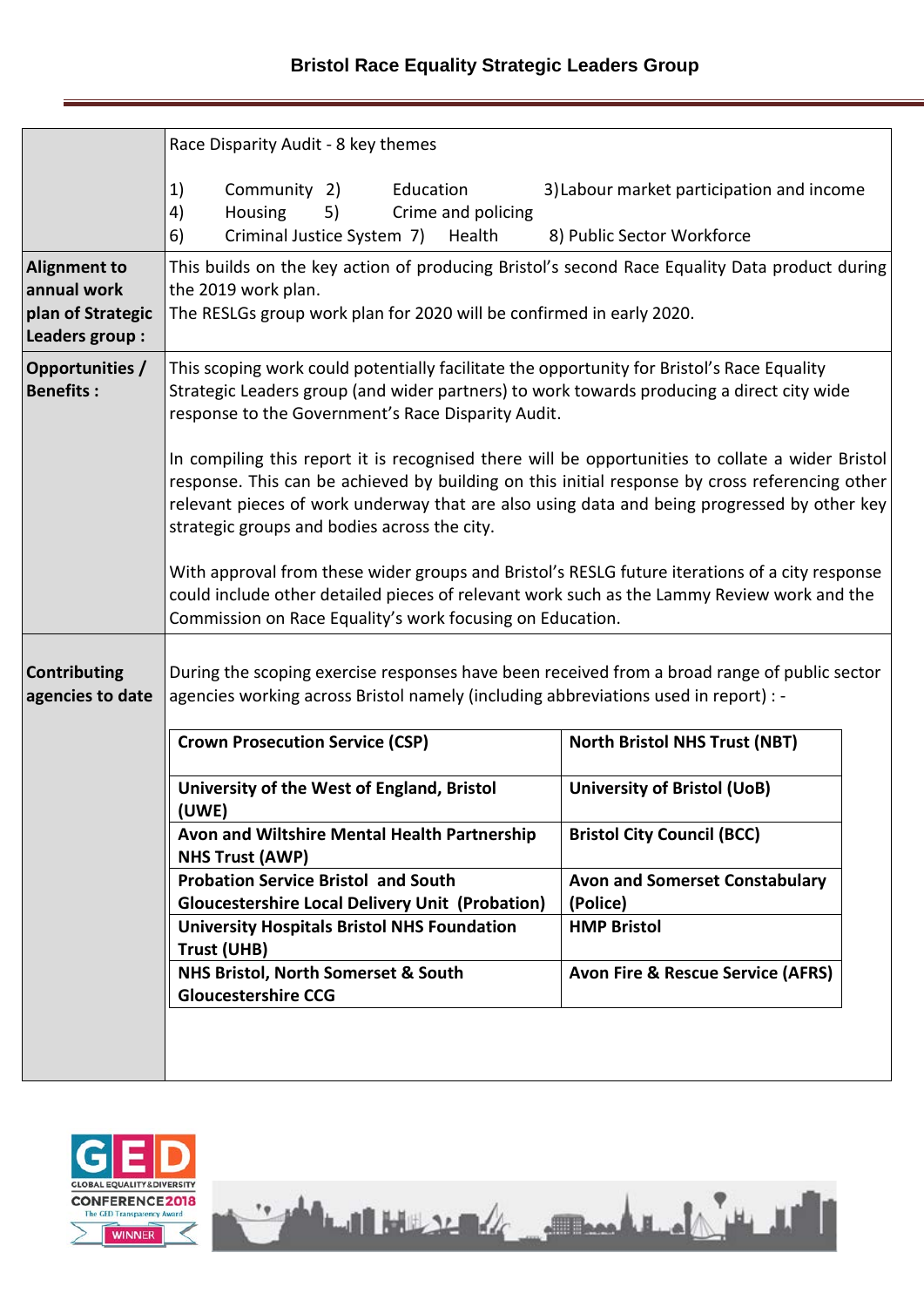| | |
|---|---|
| | Race Disparity Audit - 8 key themes<br><br>1) Community 2) Education 3) Labour market participation and income<br>4) Housing 5) Crime and policing<br>6) Criminal Justice System 7) Health 8) Public Sector Workforce |
| **Alignment to annual work plan of Strategic Leaders group :** | This builds on the key action of producing Bristol's second Race Equality Data product during the 2019 work plan.<br>The RESLGs group work plan for 2020 will be confirmed in early 2020. |
| **Opportunities / Benefits :** | This scoping work could potentially facilitate the opportunity for Bristol's Race Equality Strategic Leaders group (and wider partners) to work towards producing a direct city wide response to the Government's Race Disparity Audit.<br><br>In compiling this report it is recognised there will be opportunities to collate a wider Bristol response. This can be achieved by building on this initial response by cross referencing other relevant pieces of work underway that are also using data and being progressed by other key strategic groups and bodies across the city.<br><br>With approval from these wider groups and Bristol's RESLG future iterations of a city response could include other detailed pieces of relevant work such as the Lammy Review work and the Commission on Race Equality's work focusing on Education. |
| **Contributing agencies to date** | During the scoping exercise responses have been received from a broad range of public sector agencies working across Bristol namely (including abbreviations used in report) : - |

| | |
|---|---|
| **Crown Prosecution Service (CSP)** | **North Bristol NHS Trust (NBT)** |
| **University of the West of England, Bristol (UWE)** | **University of Bristol (UoB)** |
| **Avon and Wiltshire Mental Health Partnership NHS Trust (AWP)** | **Bristol City Council (BCC)** |
| **Probation Service Bristol and South Gloucestershire Local Delivery Unit (Probation)** | **Avon and Somerset Constabulary (Police)** |
| **University Hospitals Bristol NHS Foundation Trust (UHB)** | **HMP Bristol** |
| **NHS Bristol, North Somerset & South Gloucestershire CCG** | **Avon Fire & Rescue Service (AFRS)** |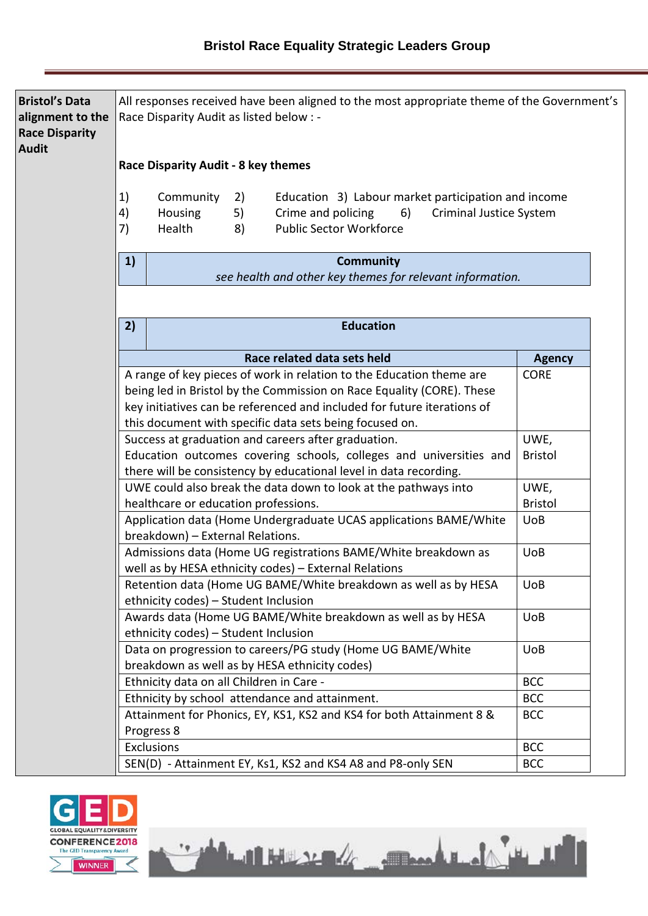**Bristol's Data alignment to the Race Disparity Audit**

All responses received have been aligned to the most appropriate theme of the Government's Race Disparity Audit as listed below : -

**Race Disparity Audit - 8 key themes**

1) Community
2) Education
3) Labour market participation and income
4) Housing
5) Crime and policing
6) Criminal Justice System
7) Health
8) Public Sector Workforce

| 1) | Community |
|---|---|
| | *see health and other key themes for relevant information.* |

| 2) | Education |
|---|---|

| Race related data sets held | Agency |
|---|---|
| A range of key pieces of work in relation to the Education theme are being led in Bristol by the Commission on Race Equality (CORE). These key initiatives can be referenced and included for future iterations of this document with specific data sets being focused on. | CORE |
| Success at graduation and careers after graduation. Education outcomes covering schools, colleges and universities and there will be consistency by educational level in data recording. | UWE, Bristol |
| UWE could also break the data down to look at the pathways into healthcare or education professions. | UWE, Bristol |
| Application data (Home Undergraduate UCAS applications BAME/White breakdown) – External Relations. | UoB |
| Admissions data (Home UG registrations BAME/White breakdown as well as by HESA ethnicity codes) – External Relations | UoB |
| Retention data (Home UG BAME/White breakdown as well as by HESA ethnicity codes) – Student Inclusion | UoB |
| Awards data (Home UG BAME/White breakdown as well as by HESA ethnicity codes) – Student Inclusion | UoB |
| Data on progression to careers/PG study (Home UG BAME/White breakdown as well as by HESA ethnicity codes) | UoB |
| Ethnicity data on all Children in Care - | BCC |
| Ethnicity by school attendance and attainment. | BCC |
| Attainment for Phonics, EY, KS1, KS2 and KS4 for both Attainment 8 & Progress 8 | BCC |
| Exclusions | BCC |
| SEN(D) - Attainment EY, Ks1, KS2 and KS4 A8 and P8-only SEN | BCC |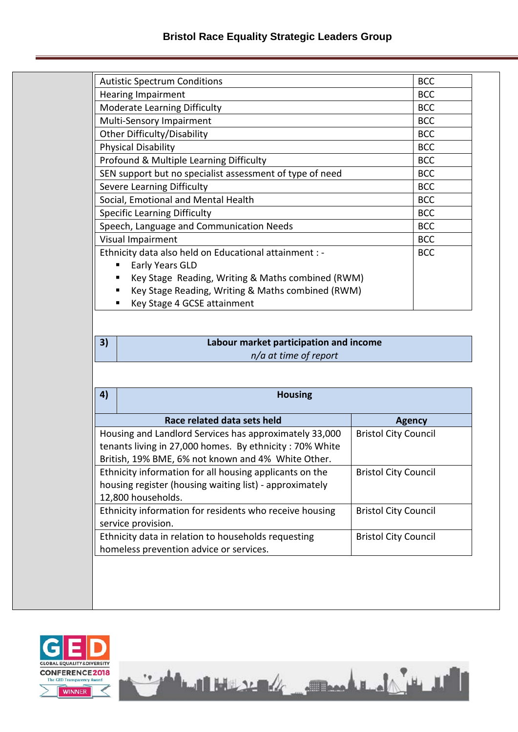| | |
|---|---|
| Autistic Spectrum Conditions | BCC |
| Hearing Impairment | BCC |
| Moderate Learning Difficulty | BCC |
| Multi-Sensory Impairment | BCC |
| Other Difficulty/Disability | BCC |
| Physical Disability | BCC |
| Profound & Multiple Learning Difficulty | BCC |
| SEN support but no specialist assessment of type of need | BCC |
| Severe Learning Difficulty | BCC |
| Social, Emotional and Mental Health | BCC |
| Specific Learning Difficulty | BCC |
| Speech, Language and Communication Needs | BCC |
| Visual Impairment | BCC |
| Ethnicity data also held on Educational attainment : - <br>▪ Early Years GLD<br>▪ Key Stage Reading, Writing & Maths combined (RWM)<br>▪ Key Stage Reading, Writing & Maths combined (RWM)<br>▪ Key Stage 4 GCSE attainment | BCC |

| 3) | **Labour market participation and income**<br>*n/a at time of report* |
|---|---|

| 4) | **Housing** |
|---|---|

| Race related data sets held | Agency |
|---|---|
| Housing and Landlord Services has approximately 33,000 tenants living in 27,000 homes. By ethnicity : 70% White British, 19% BME, 6% not known and 4% White Other. | Bristol City Council |
| Ethnicity information for all housing applicants on the housing register (housing waiting list) - approximately 12,800 households. | Bristol City Council |
| Ethnicity information for residents who receive housing service provision. | Bristol City Council |
| Ethnicity data in relation to households requesting homeless prevention advice or services. | Bristol City Council |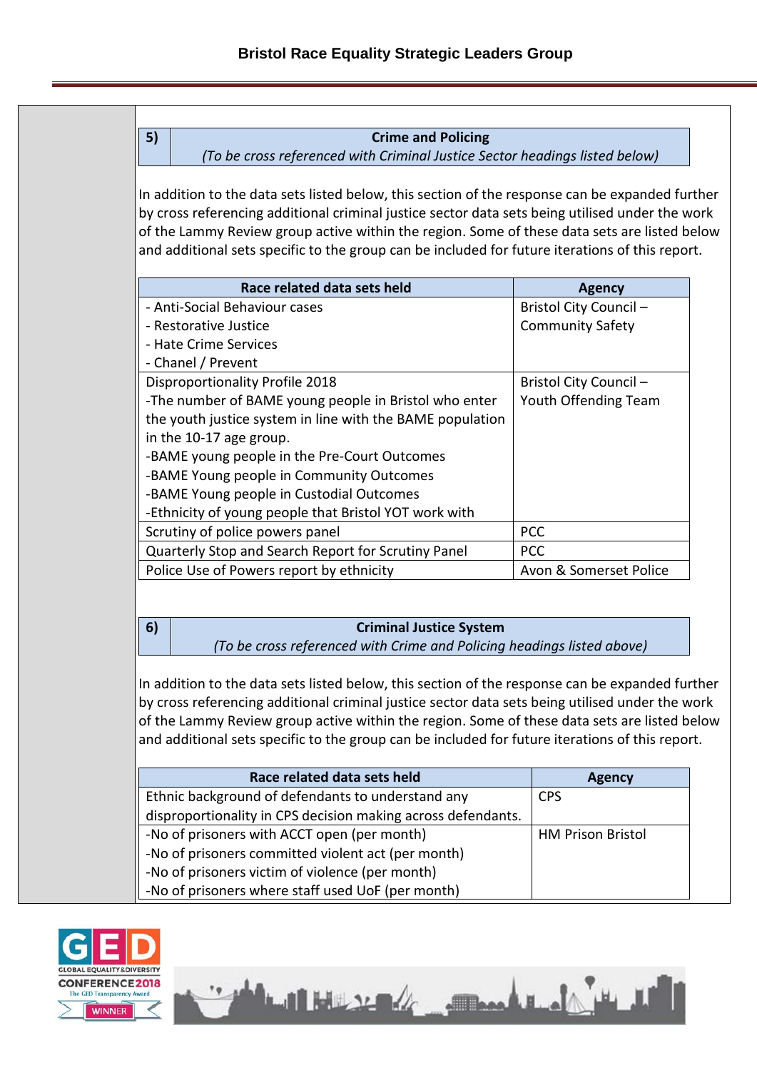| 5) | **Crime and Policing**<br>*(To be cross referenced with Criminal Justice Sector headings listed below)* |
|---|---|

In addition to the data sets listed below, this section of the response can be expanded further by cross referencing additional criminal justice sector data sets being utilised under the work of the Lammy Review group active within the region. Some of these data sets are listed below and additional sets specific to the group can be included for future iterations of this report.

| Race related data sets held | Agency |
|---|---|
| - Anti-Social Behaviour cases<br>- Restorative Justice<br>- Hate Crime Services<br>- Chanel / Prevent | Bristol City Council – Community Safety |
| Disproportionality Profile 2018<br>-The number of BAME young people in Bristol who enter the youth justice system in line with the BAME population in the 10-17 age group.<br>-BAME young people in the Pre-Court Outcomes<br>-BAME Young people in Community Outcomes<br>-BAME Young people in Custodial Outcomes<br>-Ethnicity of young people that Bristol YOT work with | Bristol City Council – Youth Offending Team |
| Scrutiny of police powers panel | PCC |
| Quarterly Stop and Search Report for Scrutiny Panel | PCC |
| Police Use of Powers report by ethnicity | Avon & Somerset Police |

| 6) | **Criminal Justice System**<br>*(To be cross referenced with Crime and Policing headings listed above)* |
|---|---|

In addition to the data sets listed below, this section of the response can be expanded further by cross referencing additional criminal justice sector data sets being utilised under the work of the Lammy Review group active within the region. Some of these data sets are listed below and additional sets specific to the group can be included for future iterations of this report.

| Race related data sets held | Agency |
|---|---|
| Ethnic background of defendants to understand any disproportionality in CPS decision making across defendants. | CPS |
| -No of prisoners with ACCT open (per month)<br>-No of prisoners committed violent act (per month)<br>-No of prisoners victim of violence (per month)<br>-No of prisoners where staff used UoF (per month) | HM Prison Bristol |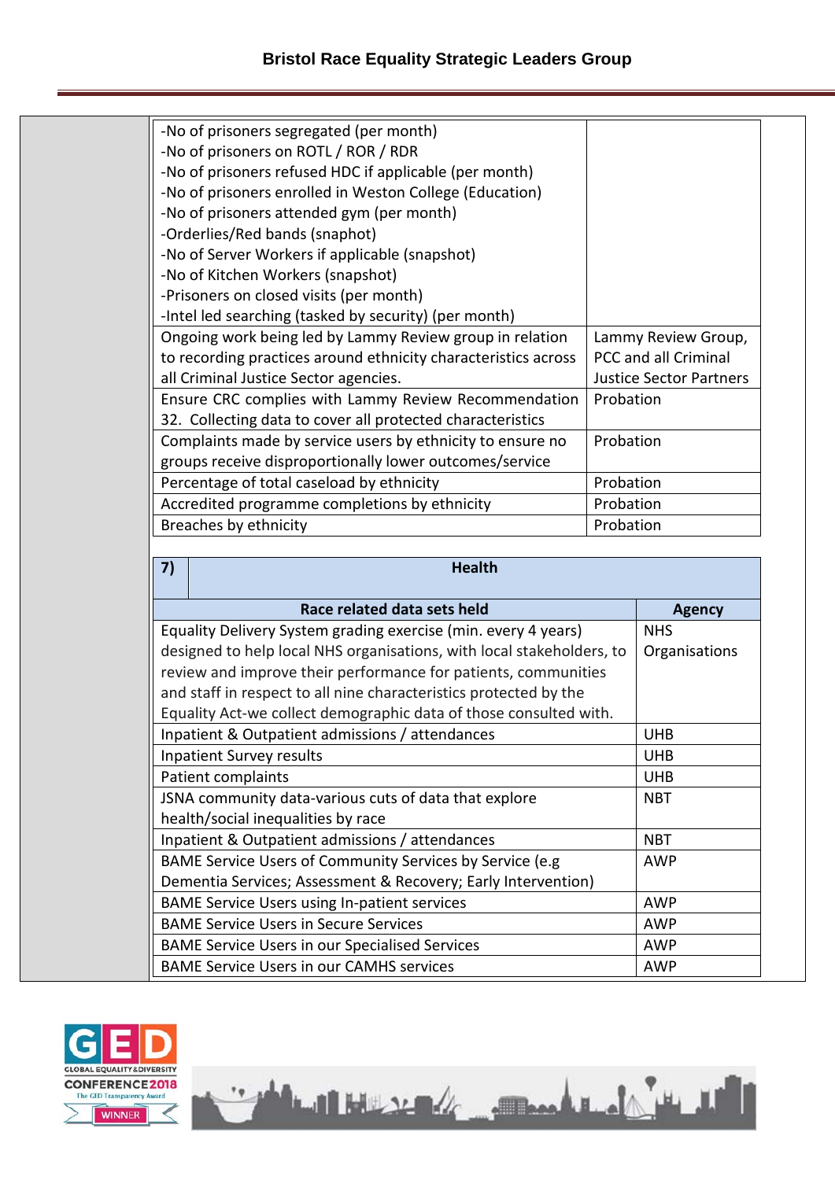| | |
|---|---|
| -No of prisoners segregated (per month)<br>-No of prisoners on ROTL / ROR / RDR<br>-No of prisoners refused HDC if applicable (per month)<br>-No of prisoners enrolled in Weston College (Education)<br>-No of prisoners attended gym (per month)<br>-Orderlies/Red bands (snaphot)<br>-No of Server Workers if applicable (snapshot)<br>-No of Kitchen Workers (snapshot)<br>-Prisoners on closed visits (per month)<br>-Intel led searching (tasked by security) (per month) | |
| Ongoing work being led by Lammy Review group in relation to recording practices around ethnicity characteristics across all Criminal Justice Sector agencies. | Lammy Review Group, PCC and all Criminal Justice Sector Partners |
| Ensure CRC complies with Lammy Review Recommendation 32. Collecting data to cover all protected characteristics | Probation |
| Complaints made by service users by ethnicity to ensure no groups receive disproportionally lower outcomes/service | Probation |
| Percentage of total caseload by ethnicity | Probation |
| Accredited programme completions by ethnicity | Probation |
| Breaches by ethnicity | Probation |

| 7) Health | |
|---|---|
| **Race related data sets held** | **Agency** |
| Equality Delivery System grading exercise (min. every 4 years) designed to help local NHS organisations, with local stakeholders, to review and improve their performance for patients, communities and staff in respect to all nine characteristics protected by the Equality Act-we collect demographic data of those consulted with. | NHS Organisations |
| Inpatient & Outpatient admissions / attendances | UHB |
| Inpatient Survey results | UHB |
| Patient complaints | UHB |
| JSNA community data-various cuts of data that explore health/social inequalities by race | NBT |
| Inpatient & Outpatient admissions / attendances | NBT |
| BAME Service Users of Community Services by Service (e.g Dementia Services; Assessment & Recovery; Early Intervention) | AWP |
| BAME Service Users using In-patient services | AWP |
| BAME Service Users in Secure Services | AWP |
| BAME Service Users in our Specialised Services | AWP |
| BAME Service Users in our CAMHS services | AWP |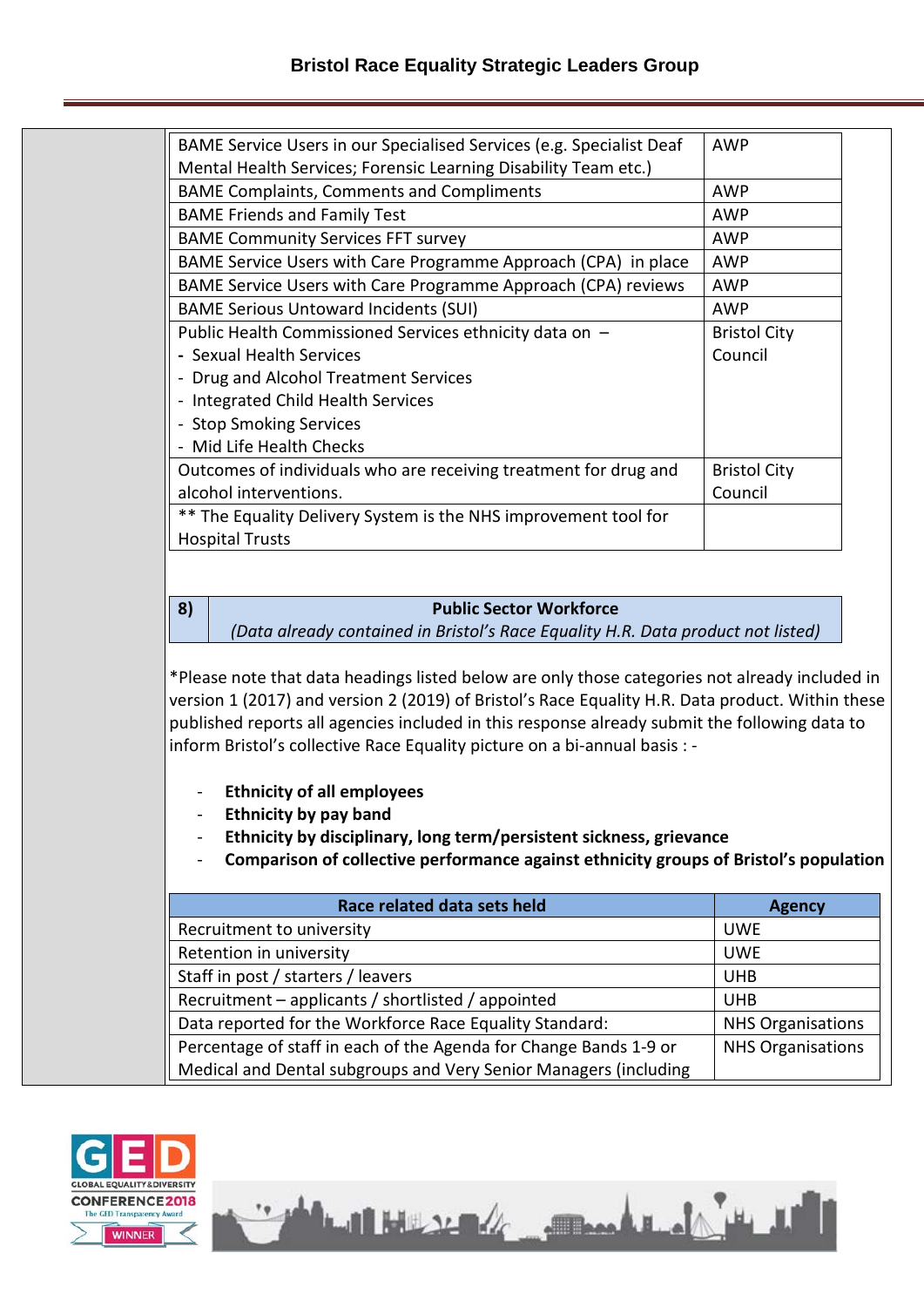| | |
|---|---|
| BAME Service Users in our Specialised Services (e.g. Specialist Deaf Mental Health Services; Forensic Learning Disability Team etc.) | AWP |
| BAME Complaints, Comments and Compliments | AWP |
| BAME Friends and Family Test | AWP |
| BAME Community Services FFT survey | AWP |
| BAME Service Users with Care Programme Approach (CPA) in place | AWP |
| BAME Service Users with Care Programme Approach (CPA) reviews | AWP |
| BAME Serious Untoward Incidents (SUI) | AWP |
| Public Health Commissioned Services ethnicity data on – <br>- Sexual Health Services<br>- Drug and Alcohol Treatment Services<br>- Integrated Child Health Services<br>- Stop Smoking Services<br>- Mid Life Health Checks | Bristol City Council |
| Outcomes of individuals who are receiving treatment for drug and alcohol interventions. | Bristol City Council |
| ** The Equality Delivery System is the NHS improvement tool for Hospital Trusts | |

| 8) | **Public Sector Workforce**<br>*(Data already contained in Bristol's Race Equality H.R. Data product not listed)* |
|---|---|

*Please note that data headings listed below are only those categories not already included in version 1 (2017) and version 2 (2019) of Bristol's Race Equality H.R. Data product. Within these published reports all agencies included in this response already submit the following data to inform Bristol's collective Race Equality picture on a bi-annual basis : -

- **Ethnicity of all employees**
- **Ethnicity by pay band**
- **Ethnicity by disciplinary, long term/persistent sickness, grievance**
- **Comparison of collective performance against ethnicity groups of Bristol's population**

| Race related data sets held | Agency |
|---|---|
| Recruitment to university | UWE |
| Retention in university | UWE |
| Staff in post / starters / leavers | UHB |
| Recruitment – applicants / shortlisted / appointed | UHB |
| Data reported for the Workforce Race Equality Standard: | NHS Organisations |
| Percentage of staff in each of the Agenda for Change Bands 1-9 or Medical and Dental subgroups and Very Senior Managers (including | NHS Organisations |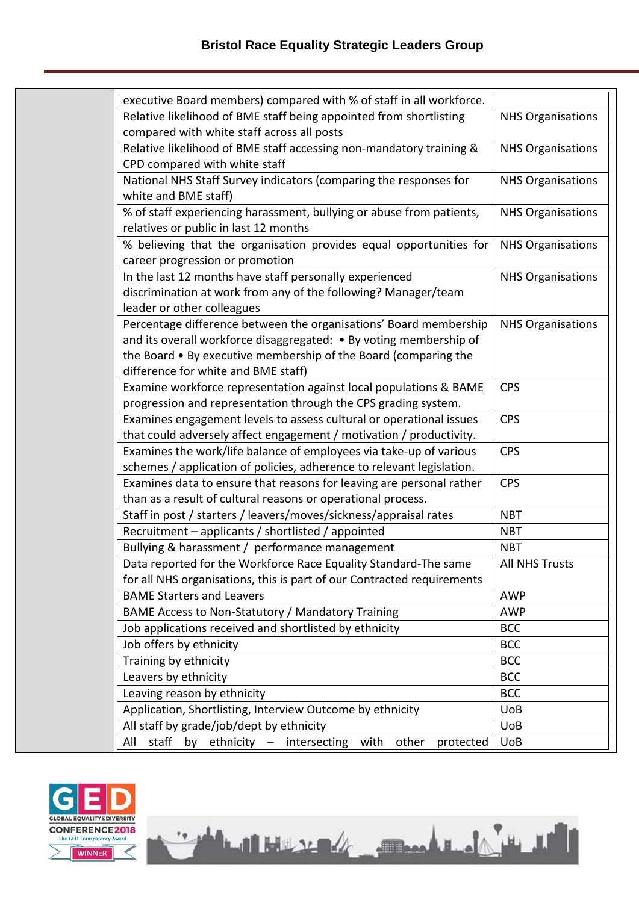| | | |
|---|---|---|
| | executive Board members) compared with % of staff in all workforce. | |
| | Relative likelihood of BME staff being appointed from shortlisting compared with white staff across all posts | NHS Organisations |
| | Relative likelihood of BME staff accessing non-mandatory training & CPD compared with white staff | NHS Organisations |
| | National NHS Staff Survey indicators (comparing the responses for white and BME staff) | NHS Organisations |
| | % of staff experiencing harassment, bullying or abuse from patients, relatives or public in last 12 months | NHS Organisations |
| | % believing that the organisation provides equal opportunities for career progression or promotion | NHS Organisations |
| | In the last 12 months have staff personally experienced discrimination at work from any of the following? Manager/team leader or other colleagues | NHS Organisations |
| | Percentage difference between the organisations' Board membership and its overall workforce disaggregated: • By voting membership of the Board • By executive membership of the Board (comparing the difference for white and BME staff) | NHS Organisations |
| | Examine workforce representation against local populations & BAME progression and representation through the CPS grading system. | CPS |
| | Examines engagement levels to assess cultural or operational issues that could adversely affect engagement / motivation / productivity. | CPS |
| | Examines the work/life balance of employees via take-up of various schemes / application of policies, adherence to relevant legislation. | CPS |
| | Examines data to ensure that reasons for leaving are personal rather than as a result of cultural reasons or operational process. | CPS |
| | Staff in post / starters / leavers/moves/sickness/appraisal rates | NBT |
| | Recruitment – applicants / shortlisted / appointed | NBT |
| | Bullying & harassment / performance management | NBT |
| | Data reported for the Workforce Race Equality Standard-The same for all NHS organisations, this is part of our Contracted requirements | All NHS Trusts |
| | BAME Starters and Leavers | AWP |
| | BAME Access to Non-Statutory / Mandatory Training | AWP |
| | Job applications received and shortlisted by ethnicity | BCC |
| | Job offers by ethnicity | BCC |
| | Training by ethnicity | BCC |
| | Leavers by ethnicity | BCC |
| | Leaving reason by ethnicity | BCC |
| | Application, Shortlisting, Interview Outcome by ethnicity | UoB |
| | All staff by grade/job/dept by ethnicity | UoB |
| | All staff by ethnicity – intersecting with other protected | UoB |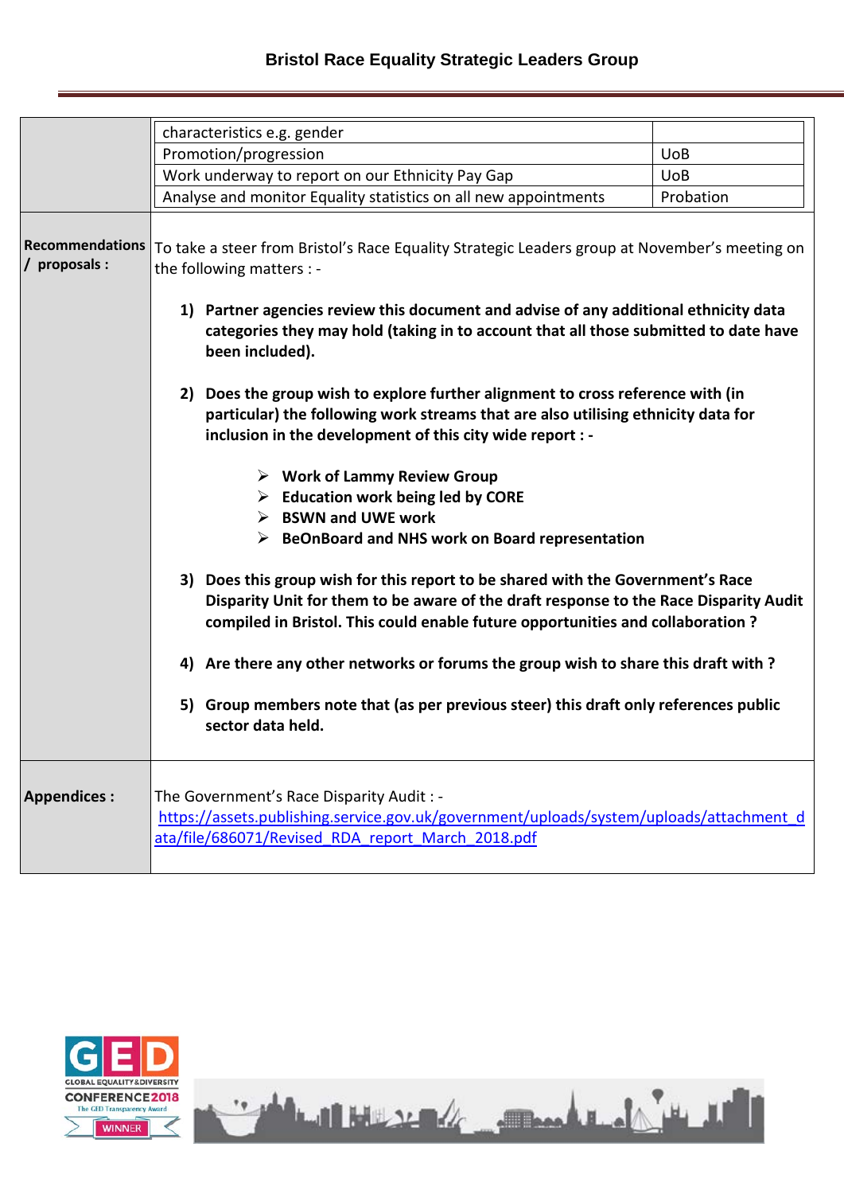| | |
|---|---|
| | characteristics e.g. gender |  |<br>Promotion/progression \| UoB<br>Work underway to report on our Ethnicity Pay Gap \| UoB<br>Analyse and monitor Equality statistics on all new appointments \| Probation |
| **Recommendations / proposals :** | To take a steer from Bristol's Race Equality Strategic Leaders group at November's meeting on the following matters : -<br><br>**1) Partner agencies review this document and advise of any additional ethnicity data categories they may hold (taking in to account that all those submitted to date have been included).**<br><br>**2) Does the group wish to explore further alignment to cross reference with (in particular) the following work streams that are also utilising ethnicity data for inclusion in the development of this city wide report : -**<br>- **Work of Lammy Review Group**<br>- **Education work being led by CORE**<br>- **BSWN and UWE work**<br>- **BeOnBoard and NHS work on Board representation**<br><br>**3) Does this group wish for this report to be shared with the Government's Race Disparity Unit for them to be aware of the draft response to the Race Disparity Audit compiled in Bristol. This could enable future opportunities and collaboration ?**<br><br>**4) Are there any other networks or forums the group wish to share this draft with ?**<br><br>**5) Group members note that (as per previous steer) this draft only references public sector data held.** |
| **Appendices :** | The Government's Race Disparity Audit : -<br>https://assets.publishing.service.gov.uk/government/uploads/system/uploads/attachment_data/file/686071/Revised_RDA_report_March_2018.pdf |